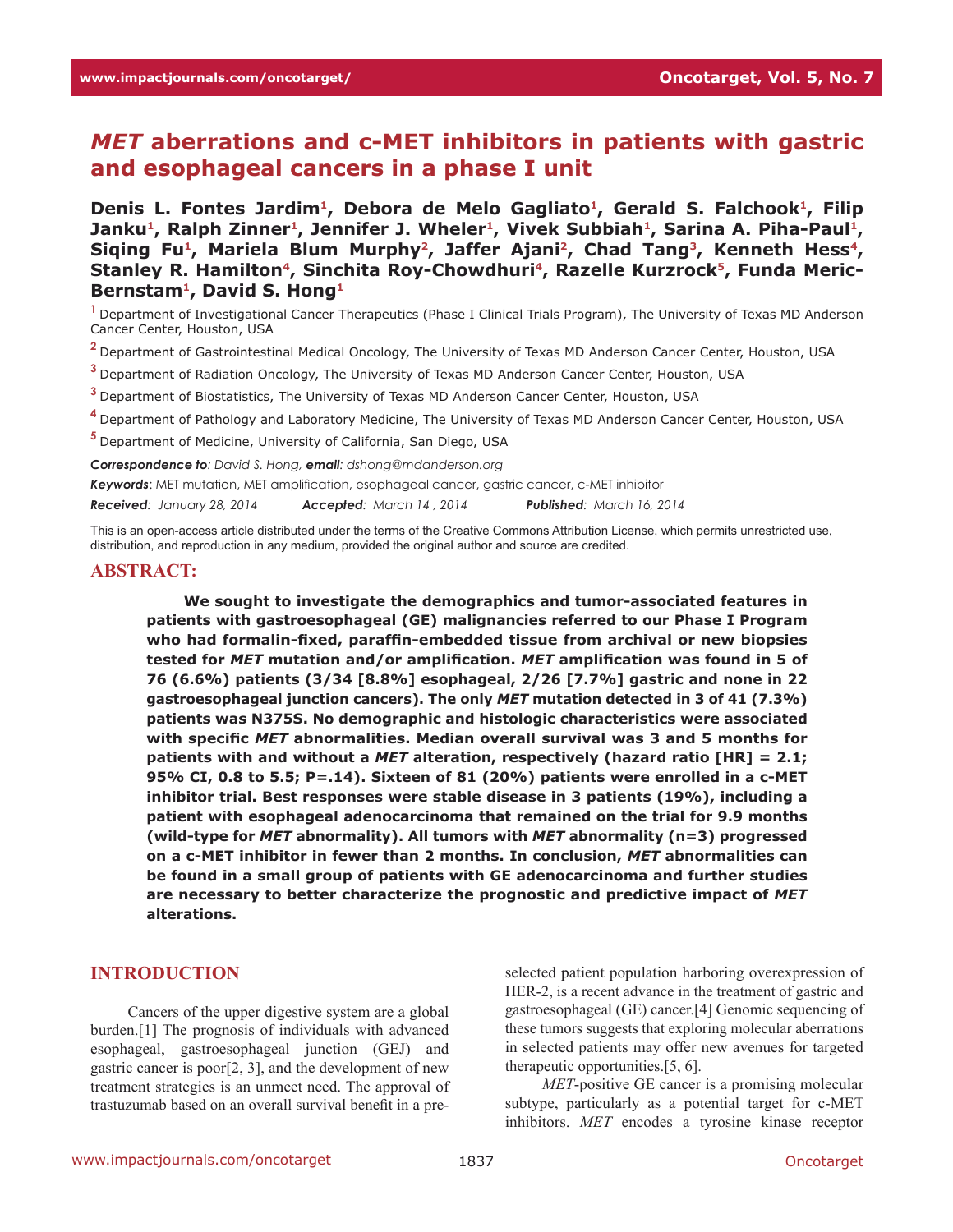# *MET* aberrations and c-MET inhibitors in patients with gastric and esophageal cancers in a phase I unit

**Denis L. Fontes Jardim[1], Debora de Melo Gagliato[1], Gerald S. Falchook[1], Filip Janku[1], Ralph Zinner[1], Jennifer J. Wheler[1], Vivek Subbiah[1], Sarina A. Piha-Paul[1], Siqing Fu[1], Mariela Blum Murphy[2], Jaffer Ajani[2], Chad Tang[3], Kenneth Hess[4], Stanley R. Hamilton[4], Sinchita Roy-Chowdhuri[4], Razelle Kurzrock[5], Funda Meric-Bernstam[1], David S. Hong[1]**

[1] Department of Investigational Cancer Therapeutics (Phase I Clinical Trials Program), The University of Texas MD Anderson Cancer Center, Houston, USA

[2] Department of Gastrointestinal Medical Oncology, The University of Texas MD Anderson Cancer Center, Houston, USA

[3] Department of Radiation Oncology, The University of Texas MD Anderson Cancer Center, Houston, USA

[3] Department of Biostatistics, The University of Texas MD Anderson Cancer Center, Houston, USA

[4] Department of Pathology and Laboratory Medicine, The University of Texas MD Anderson Cancer Center, Houston, USA

[5] Department of Medicine, University of California, San Diego, USA

***Correspondence to**: David S. Hong, **email**: dshong@mdanderson.org*

***Keywords***: MET mutation, MET amplification, esophageal cancer, gastric cancer, c-MET inhibitor

***Received***: *January 28, 2014* ***Accepted***: *March 14 , 2014* ***Published***: *March 16, 2014*

This is an open-access article distributed under the terms of the Creative Commons Attribution License, which permits unrestricted use, distribution, and reproduction in any medium, provided the original author and source are credited.

## ABSTRACT:

**We sought to investigate the demographics and tumor-associated features in patients with gastroesophageal (GE) malignancies referred to our Phase I Program who had formalin-fixed, paraffin-embedded tissue from archival or new biopsies tested for *MET* mutation and/or amplification. *MET* amplification was found in 5 of 76 (6.6%) patients (3/34 [8.8%] esophageal, 2/26 [7.7%] gastric and none in 22 gastroesophageal junction cancers). The only *MET* mutation detected in 3 of 41 (7.3%) patients was N375S. No demographic and histologic characteristics were associated with specific *MET* abnormalities. Median overall survival was 3 and 5 months for patients with and without a *MET* alteration, respectively (hazard ratio [HR] = 2.1; 95% CI, 0.8 to 5.5; P=.14). Sixteen of 81 (20%) patients were enrolled in a c-MET inhibitor trial. Best responses were stable disease in 3 patients (19%), including a patient with esophageal adenocarcinoma that remained on the trial for 9.9 months (wild-type for *MET* abnormality). All tumors with *MET* abnormality (n=3) progressed on a c-MET inhibitor in fewer than 2 months. In conclusion, *MET* abnormalities can be found in a small group of patients with GE adenocarcinoma and further studies are necessary to better characterize the prognostic and predictive impact of *MET* alterations.**

## INTRODUCTION

Cancers of the upper digestive system are a global burden.[1] The prognosis of individuals with advanced esophageal, gastroesophageal junction (GEJ) and gastric cancer is poor[2, 3], and the development of new treatment strategies is an unmeet need. The approval of trastuzumab based on an overall survival benefit in a pre-selected patient population harboring overexpression of HER-2, is a recent advance in the treatment of gastric and gastroesophageal (GE) cancer.[4] Genomic sequencing of these tumors suggests that exploring molecular aberrations in selected patients may offer new avenues for targeted therapeutic opportunities.[5, 6].

*MET*-positive GE cancer is a promising molecular subtype, particularly as a potential target for c-MET inhibitors. *MET* encodes a tyrosine kinase receptor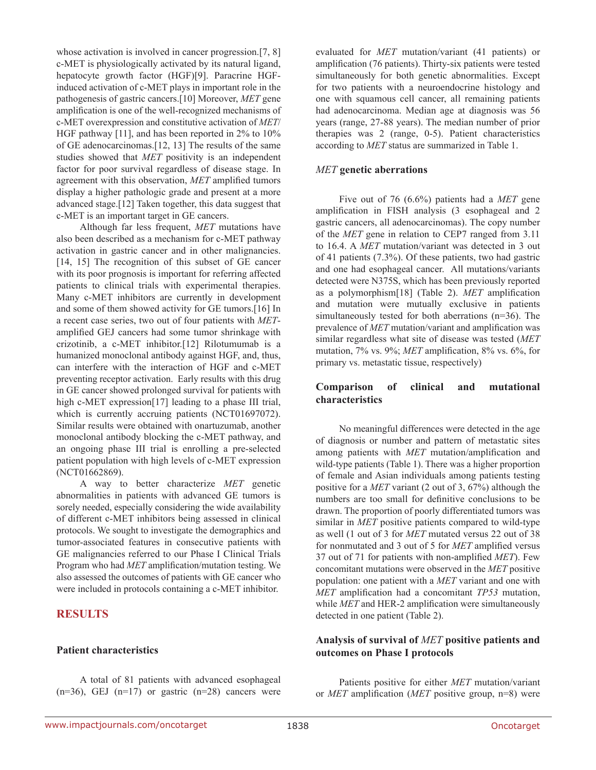whose activation is involved in cancer progression.[7, 8] c-MET is physiologically activated by its natural ligand, hepatocyte growth factor (HGF)[9]. Paracrine HGF-induced activation of c-MET plays in important role in the pathogenesis of gastric cancers.[10] Moreover, *MET* gene amplification is one of the well-recognized mechanisms of c-MET overexpression and constitutive activation of *MET*/HGF pathway [11], and has been reported in 2% to 10% of GE adenocarcinomas.[12, 13] The results of the same studies showed that *MET* positivity is an independent factor for poor survival regardless of disease stage. In agreement with this observation, *MET* amplified tumors display a higher pathologic grade and present at a more advanced stage.[12] Taken together, this data suggest that c-MET is an important target in GE cancers.

Although far less frequent, *MET* mutations have also been described as a mechanism for c-MET pathway activation in gastric cancer and in other malignancies.[14, 15] The recognition of this subset of GE cancer with its poor prognosis is important for referring affected patients to clinical trials with experimental therapies. Many c-MET inhibitors are currently in development and some of them showed activity for GE tumors.[16] In a recent case series, two out of four patients with *MET*-amplified GEJ cancers had some tumor shrinkage with crizotinib, a c-MET inhibitor.[12] Rilotumumab is a humanized monoclonal antibody against HGF, and, thus, can interfere with the interaction of HGF and c-MET preventing receptor activation. Early results with this drug in GE cancer showed prolonged survival for patients with high c-MET expression[17] leading to a phase III trial, which is currently accruing patients (NCT01697072). Similar results were obtained with onartuzumab, another monoclonal antibody blocking the c-MET pathway, and an ongoing phase III trial is enrolling a pre-selected patient population with high levels of c-MET expression (NCT01662869).

A way to better characterize *MET* genetic abnormalities in patients with advanced GE tumors is sorely needed, especially considering the wide availability of different c-MET inhibitors being assessed in clinical protocols. We sought to investigate the demographics and tumor-associated features in consecutive patients with GE malignancies referred to our Phase I Clinical Trials Program who had *MET* amplification/mutation testing. We also assessed the outcomes of patients with GE cancer who were included in protocols containing a c-MET inhibitor.

## RESULTS

### Patient characteristics

A total of 81 patients with advanced esophageal (n=36), GEJ (n=17) or gastric (n=28) cancers were evaluated for *MET* mutation/variant (41 patients) or amplification (76 patients). Thirty-six patients were tested simultaneously for both genetic abnormalities. Except for two patients with a neuroendocrine histology and one with squamous cell cancer, all remaining patients had adenocarcinoma. Median age at diagnosis was 56 years (range, 27-88 years). The median number of prior therapies was 2 (range, 0-5). Patient characteristics according to *MET* status are summarized in Table 1.

### *MET* genetic aberrations

Five out of 76 (6.6%) patients had a *MET* gene amplification in FISH analysis (3 esophageal and 2 gastric cancers, all adenocarcinomas). The copy number of the *MET* gene in relation to CEP7 ranged from 3.11 to 16.4. A *MET* mutation/variant was detected in 3 out of 41 patients (7.3%). Of these patients, two had gastric and one had esophageal cancer. All mutations/variants detected were N375S, which has been previously reported as a polymorphism[18] (Table 2). *MET* amplification and mutation were mutually exclusive in patients simultaneously tested for both aberrations (n=36). The prevalence of *MET* mutation/variant and amplification was similar regardless what site of disease was tested (*MET* mutation, 7% vs. 9%; *MET* amplification, 8% vs. 6%, for primary vs. metastatic tissue, respectively)

### Comparison of clinical and mutational characteristics

No meaningful differences were detected in the age of diagnosis or number and pattern of metastatic sites among patients with *MET* mutation/amplification and wild-type patients (Table 1). There was a higher proportion of female and Asian individuals among patients testing positive for a *MET* variant (2 out of 3, 67%) although the numbers are too small for definitive conclusions to be drawn. The proportion of poorly differentiated tumors was similar in *MET* positive patients compared to wild-type as well (1 out of 3 for *MET* mutated versus 22 out of 38 for nonmutated and 3 out of 5 for *MET* amplified versus 37 out of 71 for patients with non-amplified *MET*). Few concomitant mutations were observed in the *MET* positive population: one patient with a *MET* variant and one with *MET* amplification had a concomitant *TP53* mutation, while *MET* and HER-2 amplification were simultaneously detected in one patient (Table 2).

### Analysis of survival of *MET* positive patients and outcomes on Phase I protocols

Patients positive for either *MET* mutation/variant or *MET* amplification (*MET* positive group, n=8) were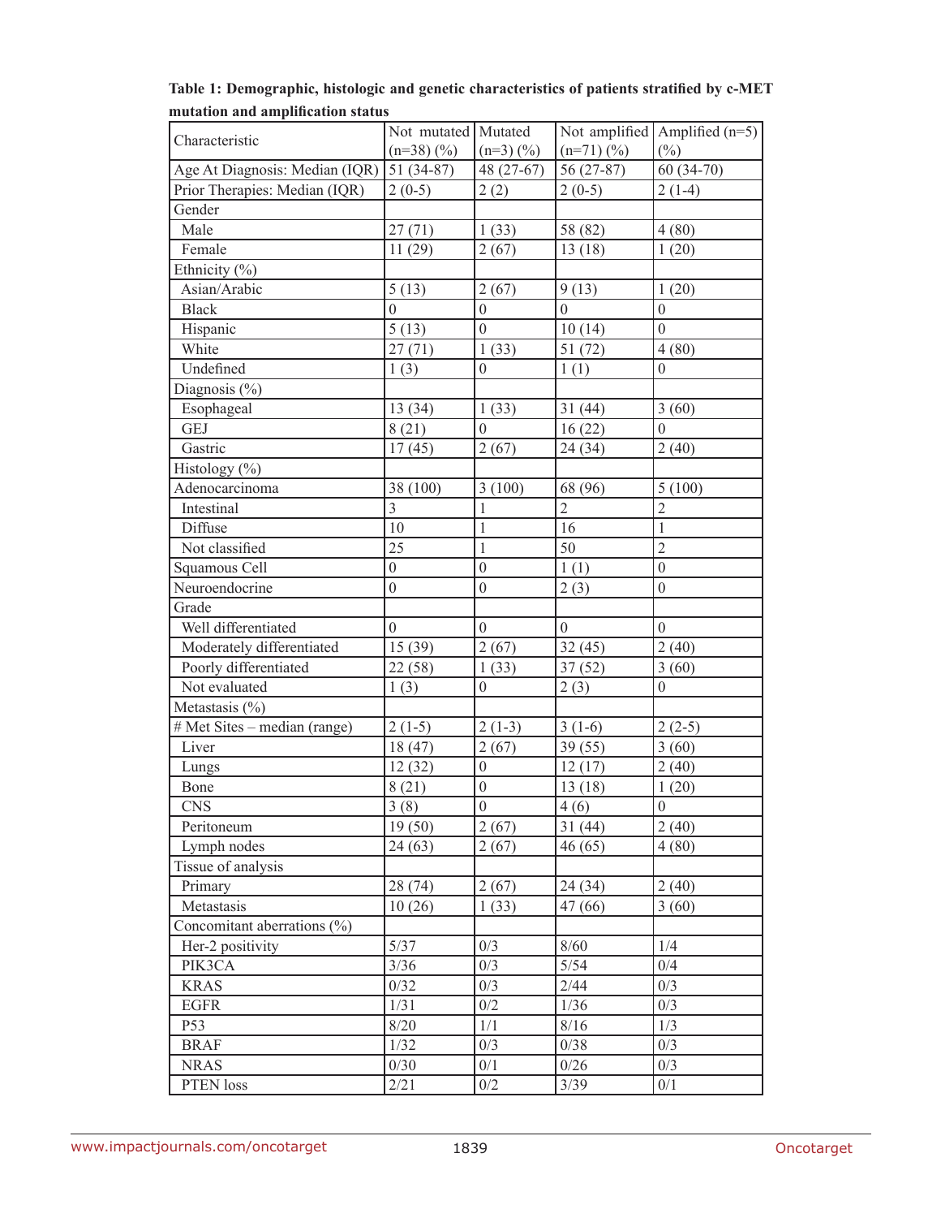**Table 1: Demographic, histologic and genetic characteristics of patients stratified by c-MET mutation and amplification status**

| Characteristic | Not mutated (n=38) (%) | Mutated (n=3) (%) | Not amplified (n=71) (%) | Amplified (n=5) (%) |
|---|---|---|---|---|
| Age At Diagnosis: Median (IQR) | 51 (34-87) | 48 (27-67) | 56 (27-87) | 60 (34-70) |
| Prior Therapies: Median (IQR) | 2 (0-5) | 2 (2) | 2 (0-5) | 2 (1-4) |
| Gender | | | | |
| Male | 27 (71) | 1 (33) | 58 (82) | 4 (80) |
| Female | 11 (29) | 2 (67) | 13 (18) | 1 (20) |
| Ethnicity (%) | | | | |
| Asian/Arabic | 5 (13) | 2 (67) | 9 (13) | 1 (20) |
| Black | 0 | 0 | 0 | 0 |
| Hispanic | 5 (13) | 0 | 10 (14) | 0 |
| White | 27 (71) | 1 (33) | 51 (72) | 4 (80) |
| Undefined | 1 (3) | 0 | 1 (1) | 0 |
| Diagnosis (%) | | | | |
| Esophageal | 13 (34) | 1 (33) | 31 (44) | 3 (60) |
| GEJ | 8 (21) | 0 | 16 (22) | 0 |
| Gastric | 17 (45) | 2 (67) | 24 (34) | 2 (40) |
| Histology (%) | | | | |
| Adenocarcinoma | 38 (100) | 3 (100) | 68 (96) | 5 (100) |
| Intestinal | 3 | 1 | 2 | 2 |
| Diffuse | 10 | 1 | 16 | 1 |
| Not classified | 25 | 1 | 50 | 2 |
| Squamous Cell | 0 | 0 | 1 (1) | 0 |
| Neuroendocrine | 0 | 0 | 2 (3) | 0 |
| Grade | | | | |
| Well differentiated | 0 | 0 | 0 | 0 |
| Moderately differentiated | 15 (39) | 2 (67) | 32 (45) | 2 (40) |
| Poorly differentiated | 22 (58) | 1 (33) | 37 (52) | 3 (60) |
| Not evaluated | 1 (3) | 0 | 2 (3) | 0 |
| Metastasis (%) | | | | |
| # Met Sites – median (range) | 2 (1-5) | 2 (1-3) | 3 (1-6) | 2 (2-5) |
| Liver | 18 (47) | 2 (67) | 39 (55) | 3 (60) |
| Lungs | 12 (32) | 0 | 12 (17) | 2 (40) |
| Bone | 8 (21) | 0 | 13 (18) | 1 (20) |
| CNS | 3 (8) | 0 | 4 (6) | 0 |
| Peritoneum | 19 (50) | 2 (67) | 31 (44) | 2 (40) |
| Lymph nodes | 24 (63) | 2 (67) | 46 (65) | 4 (80) |
| Tissue of analysis | | | | |
| Primary | 28 (74) | 2 (67) | 24 (34) | 2 (40) |
| Metastasis | 10 (26) | 1 (33) | 47 (66) | 3 (60) |
| Concomitant aberrations (%) | | | | |
| Her-2 positivity | 5/37 | 0/3 | 8/60 | 1/4 |
| PIK3CA | 3/36 | 0/3 | 5/54 | 0/4 |
| KRAS | 0/32 | 0/3 | 2/44 | 0/3 |
| EGFR | 1/31 | 0/2 | 1/36 | 0/3 |
| P53 | 8/20 | 1/1 | 8/16 | 1/3 |
| BRAF | 1/32 | 0/3 | 0/38 | 0/3 |
| NRAS | 0/30 | 0/1 | 0/26 | 0/3 |
| PTEN loss | 2/21 | 0/2 | 3/39 | 0/1 |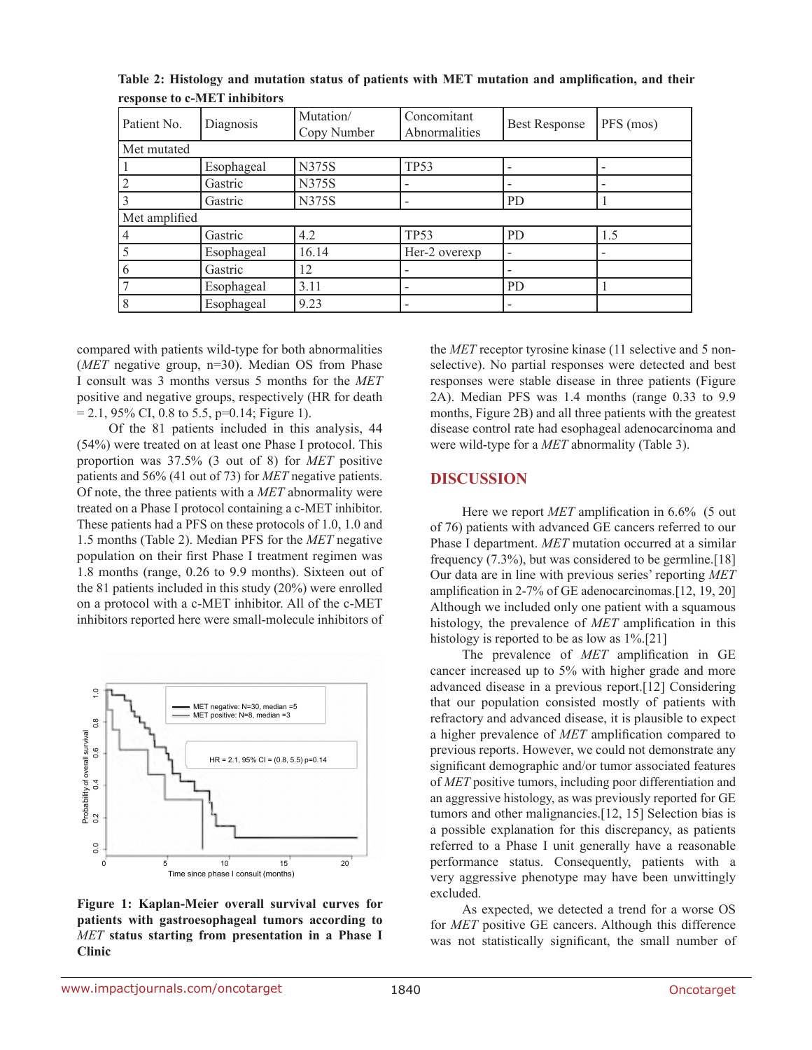**Table 2: Histology and mutation status of patients with MET mutation and amplification, and their response to c-MET inhibitors**

| Patient No. | Diagnosis | Mutation/ Copy Number | Concomitant Abnormalities | Best Response | PFS (mos) |
|---|---|---|---|---|---|
| Met mutated | | | | | |
| 1 | Esophageal | N375S | TP53 | - | - |
| 2 | Gastric | N375S | - | - | - |
| 3 | Gastric | N375S | - | PD | 1 |
| Met amplified | | | | | |
| 4 | Gastric | 4.2 | TP53 | PD | 1.5 |
| 5 | Esophageal | 16.14 | Her-2 overexp | - | - |
| 6 | Gastric | 12 | - | - | |
| 7 | Esophageal | 3.11 | - | PD | 1 |
| 8 | Esophageal | 9.23 | - | - | |

compared with patients wild-type for both abnormalities (*MET* negative group, n=30). Median OS from Phase I consult was 3 months versus 5 months for the *MET* positive and negative groups, respectively (HR for death = 2.1, 95% CI, 0.8 to 5.5, p=0.14; Figure 1).

Of the 81 patients included in this analysis, 44 (54%) were treated on at least one Phase I protocol. This proportion was 37.5% (3 out of 8) for *MET* positive patients and 56% (41 out of 73) for *MET* negative patients. Of note, the three patients with a *MET* abnormality were treated on a Phase I protocol containing a c-MET inhibitor. These patients had a PFS on these protocols of 1.0, 1.0 and 1.5 months (Table 2). Median PFS for the *MET* negative population on their first Phase I treatment regimen was 1.8 months (range, 0.26 to 9.9 months). Sixteen out of the 81 patients included in this study (20%) were enrolled on a protocol with a c-MET inhibitor. All of the c-MET inhibitors reported here were small-molecule inhibitors of the *MET* receptor tyrosine kinase (11 selective and 5 non-selective). No partial responses were detected and best responses were stable disease in three patients (Figure 2A). Median PFS was 1.4 months (range 0.33 to 9.9 months, Figure 2B) and all three patients with the greatest disease control rate had esophageal adenocarcinoma and were wild-type for a *MET* abnormality (Table 3).

**Figure 1: Kaplan-Meier overall survival curves for patients with gastroesophageal tumors according to *MET* status starting from presentation in a Phase I Clinic**

## DISCUSSION

Here we report *MET* amplification in 6.6% (5 out of 76) patients with advanced GE cancers referred to our Phase I department. *MET* mutation occurred at a similar frequency (7.3%), but was considered to be germline.[18] Our data are in line with previous series' reporting *MET* amplification in 2-7% of GE adenocarcinomas.[12, 19, 20] Although we included only one patient with a squamous histology, the prevalence of *MET* amplification in this histology is reported to be as low as 1%.[21]

The prevalence of *MET* amplification in GE cancer increased up to 5% with higher grade and more advanced disease in a previous report.[12] Considering that our population consisted mostly of patients with refractory and advanced disease, it is plausible to expect a higher prevalence of *MET* amplification compared to previous reports. However, we could not demonstrate any significant demographic and/or tumor associated features of *MET* positive tumors, including poor differentiation and an aggressive histology, as was previously reported for GE tumors and other malignancies.[12, 15] Selection bias is a possible explanation for this discrepancy, as patients referred to a Phase I unit generally have a reasonable performance status. Consequently, patients with a very aggressive phenotype may have been unwittingly excluded.

As expected, we detected a trend for a worse OS for *MET* positive GE cancers. Although this difference was not statistically significant, the small number of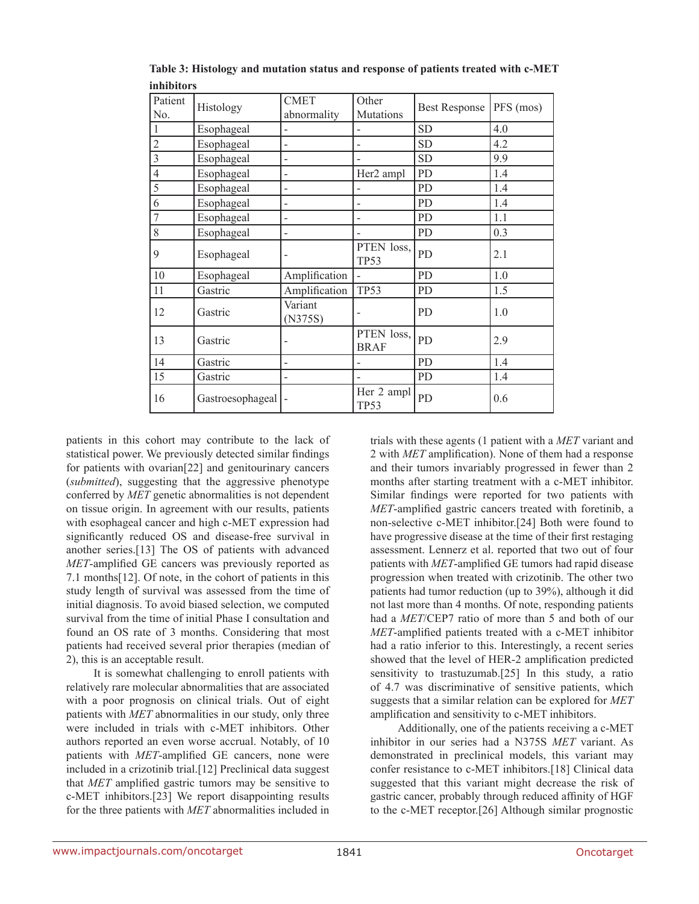**Table 3: Histology and mutation status and response of patients treated with c-MET inhibitors**

| Patient No. | Histology | CMET abnormality | Other Mutations | Best Response | PFS (mos) |
|---|---|---|---|---|---|
| 1 | Esophageal | - | - | SD | 4.0 |
| 2 | Esophageal | - | - | SD | 4.2 |
| 3 | Esophageal | - | - | SD | 9.9 |
| 4 | Esophageal | - | Her2 ampl | PD | 1.4 |
| 5 | Esophageal | - | - | PD | 1.4 |
| 6 | Esophageal | - | - | PD | 1.4 |
| 7 | Esophageal | - | - | PD | 1.1 |
| 8 | Esophageal | - | - | PD | 0.3 |
| 9 | Esophageal | - | PTEN loss, TP53 | PD | 2.1 |
| 10 | Esophageal | Amplification | - | PD | 1.0 |
| 11 | Gastric | Amplification | TP53 | PD | 1.5 |
| 12 | Gastric | Variant (N375S) | - | PD | 1.0 |
| 13 | Gastric | - | PTEN loss, BRAF | PD | 2.9 |
| 14 | Gastric | - | - | PD | 1.4 |
| 15 | Gastric | - | - | PD | 1.4 |
| 16 | Gastroesophageal | - | Her 2 ampl TP53 | PD | 0.6 |

patients in this cohort may contribute to the lack of statistical power. We previously detected similar findings for patients with ovarian[22] and genitourinary cancers (*submitted*), suggesting that the aggressive phenotype conferred by *MET* genetic abnormalities is not dependent on tissue origin. In agreement with our results, patients with esophageal cancer and high c-MET expression had significantly reduced OS and disease-free survival in another series.[13] The OS of patients with advanced *MET*-amplified GE cancers was previously reported as 7.1 months[12]. Of note, in the cohort of patients in this study length of survival was assessed from the time of initial diagnosis. To avoid biased selection, we computed survival from the time of initial Phase I consultation and found an OS rate of 3 months. Considering that most patients had received several prior therapies (median of 2), this is an acceptable result.

It is somewhat challenging to enroll patients with relatively rare molecular abnormalities that are associated with a poor prognosis on clinical trials. Out of eight patients with *MET* abnormalities in our study, only three were included in trials with c-MET inhibitors. Other authors reported an even worse accrual. Notably, of 10 patients with *MET*-amplified GE cancers, none were included in a crizotinib trial.[12] Preclinical data suggest that *MET* amplified gastric tumors may be sensitive to c-MET inhibitors.[23] We report disappointing results for the three patients with *MET* abnormalities included in trials with these agents (1 patient with a *MET* variant and 2 with *MET* amplification). None of them had a response and their tumors invariably progressed in fewer than 2 months after starting treatment with a c-MET inhibitor. Similar findings were reported for two patients with *MET*-amplified gastric cancers treated with foretinib, a non-selective c-MET inhibitor.[24] Both were found to have progressive disease at the time of their first restaging assessment. Lennerz et al. reported that two out of four patients with *MET*-amplified GE tumors had rapid disease progression when treated with crizotinib. The other two patients had tumor reduction (up to 39%), although it did not last more than 4 months. Of note, responding patients had a *MET*/CEP7 ratio of more than 5 and both of our *MET*-amplified patients treated with a c-MET inhibitor had a ratio inferior to this. Interestingly, a recent series showed that the level of HER-2 amplification predicted sensitivity to trastuzumab.[25] In this study, a ratio of 4.7 was discriminative of sensitive patients, which suggests that a similar relation can be explored for *MET* amplification and sensitivity to c-MET inhibitors.

Additionally, one of the patients receiving a c-MET inhibitor in our series had a N375S *MET* variant. As demonstrated in preclinical models, this variant may confer resistance to c-MET inhibitors.[18] Clinical data suggested that this variant might decrease the risk of gastric cancer, probably through reduced affinity of HGF to the c-MET receptor.[26] Although similar prognostic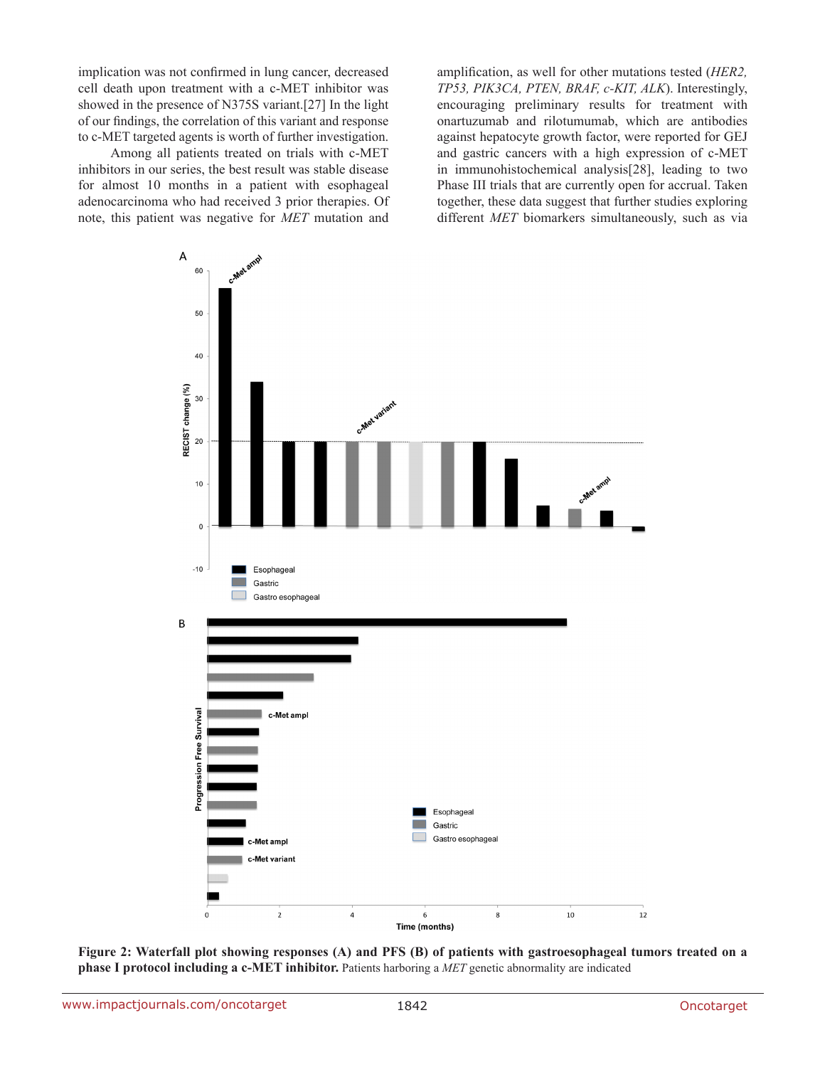implication was not confirmed in lung cancer, decreased cell death upon treatment with a c-MET inhibitor was showed in the presence of N375S variant.[27] In the light of our findings, the correlation of this variant and response to c-MET targeted agents is worth of further investigation.

Among all patients treated on trials with c-MET inhibitors in our series, the best result was stable disease for almost 10 months in a patient with esophageal adenocarcinoma who had received 3 prior therapies. Of note, this patient was negative for *MET* mutation and amplification, as well for other mutations tested (*HER2, TP53, PIK3CA, PTEN, BRAF, c-KIT, ALK*). Interestingly, encouraging preliminary results for treatment with onartuzumab and rilotumumab, which are antibodies against hepatocyte growth factor, were reported for GEJ and gastric cancers with a high expression of c-MET in immunohistochemical analysis[28], leading to two Phase III trials that are currently open for accrual. Taken together, these data suggest that further studies exploring different *MET* biomarkers simultaneously, such as via

**Figure 2: Waterfall plot showing responses (A) and PFS (B) of patients with gastroesophageal tumors treated on a phase I protocol including a c-MET inhibitor.** Patients harboring a *MET* genetic abnormality are indicated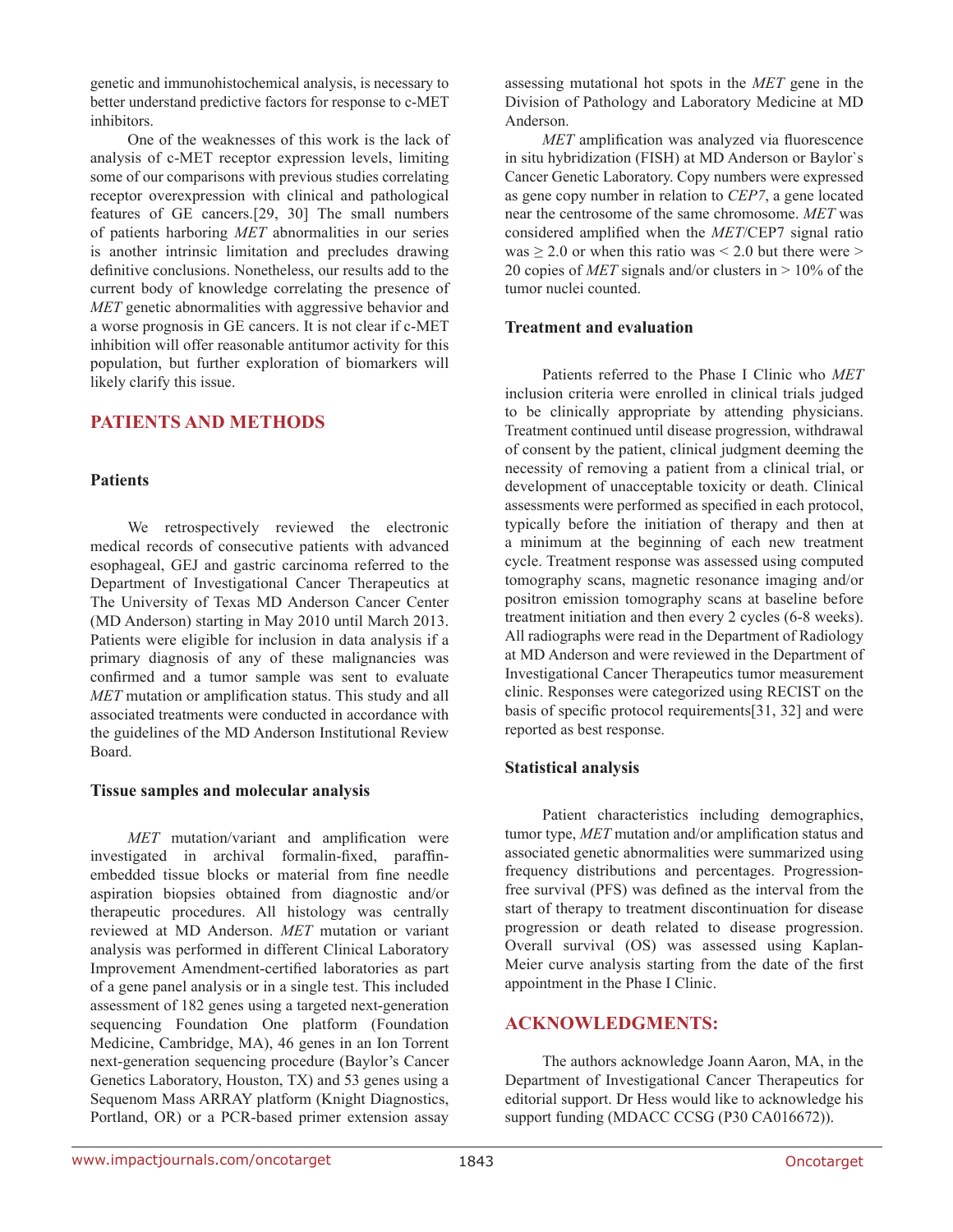genetic and immunohistochemical analysis, is necessary to better understand predictive factors for response to c-MET inhibitors.

One of the weaknesses of this work is the lack of analysis of c-MET receptor expression levels, limiting some of our comparisons with previous studies correlating receptor overexpression with clinical and pathological features of GE cancers.[29, 30] The small numbers of patients harboring *MET* abnormalities in our series is another intrinsic limitation and precludes drawing definitive conclusions. Nonetheless, our results add to the current body of knowledge correlating the presence of *MET* genetic abnormalities with aggressive behavior and a worse prognosis in GE cancers. It is not clear if c-MET inhibition will offer reasonable antitumor activity for this population, but further exploration of biomarkers will likely clarify this issue.

## PATIENTS AND METHODS

### Patients

We retrospectively reviewed the electronic medical records of consecutive patients with advanced esophageal, GEJ and gastric carcinoma referred to the Department of Investigational Cancer Therapeutics at The University of Texas MD Anderson Cancer Center (MD Anderson) starting in May 2010 until March 2013. Patients were eligible for inclusion in data analysis if a primary diagnosis of any of these malignancies was confirmed and a tumor sample was sent to evaluate *MET* mutation or amplification status. This study and all associated treatments were conducted in accordance with the guidelines of the MD Anderson Institutional Review Board.

### Tissue samples and molecular analysis

*MET* mutation/variant and amplification were investigated in archival formalin-fixed, paraffin-embedded tissue blocks or material from fine needle aspiration biopsies obtained from diagnostic and/or therapeutic procedures. All histology was centrally reviewed at MD Anderson. *MET* mutation or variant analysis was performed in different Clinical Laboratory Improvement Amendment-certified laboratories as part of a gene panel analysis or in a single test. This included assessment of 182 genes using a targeted next-generation sequencing Foundation One platform (Foundation Medicine, Cambridge, MA), 46 genes in an Ion Torrent next-generation sequencing procedure (Baylor's Cancer Genetics Laboratory, Houston, TX) and 53 genes using a Sequenom Mass ARRAY platform (Knight Diagnostics, Portland, OR) or a PCR-based primer extension assay assessing mutational hot spots in the *MET* gene in the Division of Pathology and Laboratory Medicine at MD Anderson.

*MET* amplification was analyzed via fluorescence in situ hybridization (FISH) at MD Anderson or Baylor`s Cancer Genetic Laboratory. Copy numbers were expressed as gene copy number in relation to *CEP7*, a gene located near the centrosome of the same chromosome. *MET* was considered amplified when the *MET*/CEP7 signal ratio was $\geq 2.0$ or when this ratio was $< 2.0$ but there were $> 20$ copies of *MET* signals and/or clusters in $> 10\%$ of the tumor nuclei counted.

### Treatment and evaluation

Patients referred to the Phase I Clinic who *MET* inclusion criteria were enrolled in clinical trials judged to be clinically appropriate by attending physicians. Treatment continued until disease progression, withdrawal of consent by the patient, clinical judgment deeming the necessity of removing a patient from a clinical trial, or development of unacceptable toxicity or death. Clinical assessments were performed as specified in each protocol, typically before the initiation of therapy and then at a minimum at the beginning of each new treatment cycle. Treatment response was assessed using computed tomography scans, magnetic resonance imaging and/or positron emission tomography scans at baseline before treatment initiation and then every 2 cycles (6-8 weeks). All radiographs were read in the Department of Radiology at MD Anderson and were reviewed in the Department of Investigational Cancer Therapeutics tumor measurement clinic. Responses were categorized using RECIST on the basis of specific protocol requirements[31, 32] and were reported as best response.

### Statistical analysis

Patient characteristics including demographics, tumor type, *MET* mutation and/or amplification status and associated genetic abnormalities were summarized using frequency distributions and percentages. Progression-free survival (PFS) was defined as the interval from the start of therapy to treatment discontinuation for disease progression or death related to disease progression. Overall survival (OS) was assessed using Kaplan-Meier curve analysis starting from the date of the first appointment in the Phase I Clinic.

## ACKNOWLEDGMENTS:

The authors acknowledge Joann Aaron, MA, in the Department of Investigational Cancer Therapeutics for editorial support. Dr Hess would like to acknowledge his support funding (MDACC CCSG (P30 CA016672)).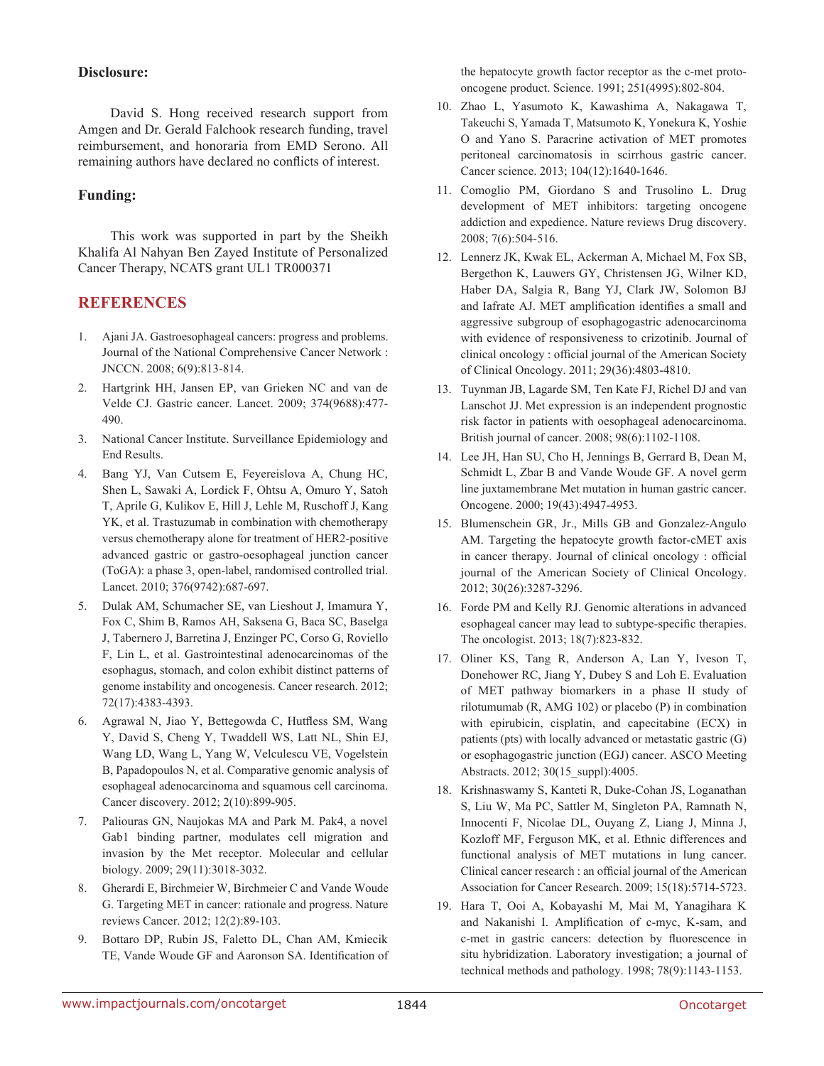## Disclosure:

David S. Hong received research support from Amgen and Dr. Gerald Falchook research funding, travel reimbursement, and honoraria from EMD Serono. All remaining authors have declared no conflicts of interest.

## Funding:

This work was supported in part by the Sheikh Khalifa Al Nahyan Ben Zayed Institute of Personalized Cancer Therapy, NCATS grant UL1 TR000371

## REFERENCES

1. Ajani JA. Gastroesophageal cancers: progress and problems. Journal of the National Comprehensive Cancer Network : JNCCN. 2008; 6(9):813-814.
2. Hartgrink HH, Jansen EP, van Grieken NC and van de Velde CJ. Gastric cancer. Lancet. 2009; 374(9688):477-490.
3. National Cancer Institute. Surveillance Epidemiology and End Results.
4. Bang YJ, Van Cutsem E, Feyereislova A, Chung HC, Shen L, Sawaki A, Lordick F, Ohtsu A, Omuro Y, Satoh T, Aprile G, Kulikov E, Hill J, Lehle M, Ruschoff J, Kang YK, et al. Trastuzumab in combination with chemotherapy versus chemotherapy alone for treatment of HER2-positive advanced gastric or gastro-oesophageal junction cancer (ToGA): a phase 3, open-label, randomised controlled trial. Lancet. 2010; 376(9742):687-697.
5. Dulak AM, Schumacher SE, van Lieshout J, Imamura Y, Fox C, Shim B, Ramos AH, Saksena G, Baca SC, Baselga J, Tabernero J, Barretina J, Enzinger PC, Corso G, Roviello F, Lin L, et al. Gastrointestinal adenocarcinomas of the esophagus, stomach, and colon exhibit distinct patterns of genome instability and oncogenesis. Cancer research. 2012; 72(17):4383-4393.
6. Agrawal N, Jiao Y, Bettegowda C, Hutfless SM, Wang Y, David S, Cheng Y, Twaddell WS, Latt NL, Shin EJ, Wang LD, Wang L, Yang W, Velculescu VE, Vogelstein B, Papadopoulos N, et al. Comparative genomic analysis of esophageal adenocarcinoma and squamous cell carcinoma. Cancer discovery. 2012; 2(10):899-905.
7. Paliouras GN, Naujokas MA and Park M. Pak4, a novel Gab1 binding partner, modulates cell migration and invasion by the Met receptor. Molecular and cellular biology. 2009; 29(11):3018-3032.
8. Gherardi E, Birchmeier W, Birchmeier C and Vande Woude G. Targeting MET in cancer: rationale and progress. Nature reviews Cancer. 2012; 12(2):89-103.
9. Bottaro DP, Rubin JS, Faletto DL, Chan AM, Kmiecik TE, Vande Woude GF and Aaronson SA. Identification of the hepatocyte growth factor receptor as the c-met proto-oncogene product. Science. 1991; 251(4995):802-804.
10. Zhao L, Yasumoto K, Kawashima A, Nakagawa T, Takeuchi S, Yamada T, Matsumoto K, Yonekura K, Yoshie O and Yano S. Paracrine activation of MET promotes peritoneal carcinomatosis in scirrhous gastric cancer. Cancer science. 2013; 104(12):1640-1646.
11. Comoglio PM, Giordano S and Trusolino L. Drug development of MET inhibitors: targeting oncogene addiction and expedience. Nature reviews Drug discovery. 2008; 7(6):504-516.
12. Lennerz JK, Kwak EL, Ackerman A, Michael M, Fox SB, Bergethon K, Lauwers GY, Christensen JG, Wilner KD, Haber DA, Salgia R, Bang YJ, Clark JW, Solomon BJ and Iafrate AJ. MET amplification identifies a small and aggressive subgroup of esophagogastric adenocarcinoma with evidence of responsiveness to crizotinib. Journal of clinical oncology : official journal of the American Society of Clinical Oncology. 2011; 29(36):4803-4810.
13. Tuynman JB, Lagarde SM, Ten Kate FJ, Richel DJ and van Lanschot JJ. Met expression is an independent prognostic risk factor in patients with oesophageal adenocarcinoma. British journal of cancer. 2008; 98(6):1102-1108.
14. Lee JH, Han SU, Cho H, Jennings B, Gerrard B, Dean M, Schmidt L, Zbar B and Vande Woude GF. A novel germ line juxtamembrane Met mutation in human gastric cancer. Oncogene. 2000; 19(43):4947-4953.
15. Blumenschein GR, Jr., Mills GB and Gonzalez-Angulo AM. Targeting the hepatocyte growth factor-cMET axis in cancer therapy. Journal of clinical oncology : official journal of the American Society of Clinical Oncology. 2012; 30(26):3287-3296.
16. Forde PM and Kelly RJ. Genomic alterations in advanced esophageal cancer may lead to subtype-specific therapies. The oncologist. 2013; 18(7):823-832.
17. Oliner KS, Tang R, Anderson A, Lan Y, Iveson T, Donehower RC, Jiang Y, Dubey S and Loh E. Evaluation of MET pathway biomarkers in a phase II study of rilotumumab (R, AMG 102) or placebo (P) in combination with epirubicin, cisplatin, and capecitabine (ECX) in patients (pts) with locally advanced or metastatic gastric (G) or esophagogastric junction (EGJ) cancer. ASCO Meeting Abstracts. 2012; 30(15_suppl):4005.
18. Krishnaswamy S, Kanteti R, Duke-Cohan JS, Loganathan S, Liu W, Ma PC, Sattler M, Singleton PA, Ramnath N, Innocenti F, Nicolae DL, Ouyang Z, Liang J, Minna J, Kozloff MF, Ferguson MK, et al. Ethnic differences and functional analysis of MET mutations in lung cancer. Clinical cancer research : an official journal of the American Association for Cancer Research. 2009; 15(18):5714-5723.
19. Hara T, Ooi A, Kobayashi M, Mai M, Yanagihara K and Nakanishi I. Amplification of c-myc, K-sam, and c-met in gastric cancers: detection by fluorescence in situ hybridization. Laboratory investigation; a journal of technical methods and pathology. 1998; 78(9):1143-1153.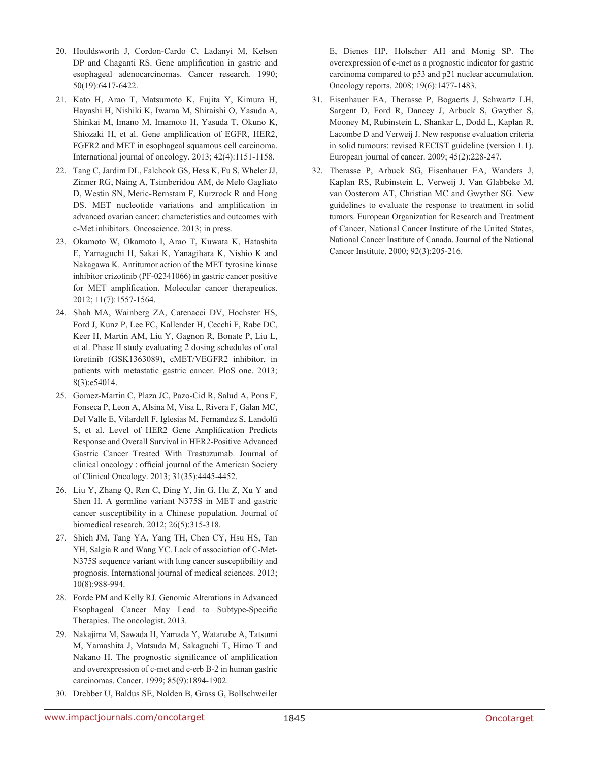20. Houldsworth J, Cordon-Cardo C, Ladanyi M, Kelsen DP and Chaganti RS. Gene amplification in gastric and esophageal adenocarcinomas. Cancer research. 1990; 50(19):6417-6422.

21. Kato H, Arao T, Matsumoto K, Fujita Y, Kimura H, Hayashi H, Nishiki K, Iwama M, Shiraishi O, Yasuda A, Shinkai M, Imano M, Imamoto H, Yasuda T, Okuno K, Shiozaki H, et al. Gene amplification of EGFR, HER2, FGFR2 and MET in esophageal squamous cell carcinoma. International journal of oncology. 2013; 42(4):1151-1158.

22. Tang C, Jardim DL, Falchook GS, Hess K, Fu S, Wheler JJ, Zinner RG, Naing A, Tsimberidou AM, de Melo Gagliato D, Westin SN, Meric-Bernstam F, Kurzrock R and Hong DS. MET nucleotide variations and amplification in advanced ovarian cancer: characteristics and outcomes with c-Met inhibitors. Oncoscience. 2013; in press.

23. Okamoto W, Okamoto I, Arao T, Kuwata K, Hatashita E, Yamaguchi H, Sakai K, Yanagihara K, Nishio K and Nakagawa K. Antitumor action of the MET tyrosine kinase inhibitor crizotinib (PF-02341066) in gastric cancer positive for MET amplification. Molecular cancer therapeutics. 2012; 11(7):1557-1564.

24. Shah MA, Wainberg ZA, Catenacci DV, Hochster HS, Ford J, Kunz P, Lee FC, Kallender H, Cecchi F, Rabe DC, Keer H, Martin AM, Liu Y, Gagnon R, Bonate P, Liu L, et al. Phase II study evaluating 2 dosing schedules of oral foretinib (GSK1363089), cMET/VEGFR2 inhibitor, in patients with metastatic gastric cancer. PloS one. 2013; 8(3):e54014.

25. Gomez-Martin C, Plaza JC, Pazo-Cid R, Salud A, Pons F, Fonseca P, Leon A, Alsina M, Visa L, Rivera F, Galan MC, Del Valle E, Vilardell F, Iglesias M, Fernandez S, Landolfi S, et al. Level of HER2 Gene Amplification Predicts Response and Overall Survival in HER2-Positive Advanced Gastric Cancer Treated With Trastuzumab. Journal of clinical oncology : official journal of the American Society of Clinical Oncology. 2013; 31(35):4445-4452.

26. Liu Y, Zhang Q, Ren C, Ding Y, Jin G, Hu Z, Xu Y and Shen H. A germline variant N375S in MET and gastric cancer susceptibility in a Chinese population. Journal of biomedical research. 2012; 26(5):315-318.

27. Shieh JM, Tang YA, Yang TH, Chen CY, Hsu HS, Tan YH, Salgia R and Wang YC. Lack of association of C-Met-N375S sequence variant with lung cancer susceptibility and prognosis. International journal of medical sciences. 2013; 10(8):988-994.

28. Forde PM and Kelly RJ. Genomic Alterations in Advanced Esophageal Cancer May Lead to Subtype-Specific Therapies. The oncologist. 2013.

29. Nakajima M, Sawada H, Yamada Y, Watanabe A, Tatsumi M, Yamashita J, Matsuda M, Sakaguchi T, Hirao T and Nakano H. The prognostic significance of amplification and overexpression of c-met and c-erb B-2 in human gastric carcinomas. Cancer. 1999; 85(9):1894-1902.

30. Drebber U, Baldus SE, Nolden B, Grass G, Bollschweiler E, Dienes HP, Holscher AH and Monig SP. The overexpression of c-met as a prognostic indicator for gastric carcinoma compared to p53 and p21 nuclear accumulation. Oncology reports. 2008; 19(6):1477-1483.

31. Eisenhauer EA, Therasse P, Bogaerts J, Schwartz LH, Sargent D, Ford R, Dancey J, Arbuck S, Gwyther S, Mooney M, Rubinstein L, Shankar L, Dodd L, Kaplan R, Lacombe D and Verweij J. New response evaluation criteria in solid tumours: revised RECIST guideline (version 1.1). European journal of cancer. 2009; 45(2):228-247.

32. Therasse P, Arbuck SG, Eisenhauer EA, Wanders J, Kaplan RS, Rubinstein L, Verweij J, Van Glabbeke M, van Oosterom AT, Christian MC and Gwyther SG. New guidelines to evaluate the response to treatment in solid tumors. European Organization for Research and Treatment of Cancer, National Cancer Institute of the United States, National Cancer Institute of Canada. Journal of the National Cancer Institute. 2000; 92(3):205-216.